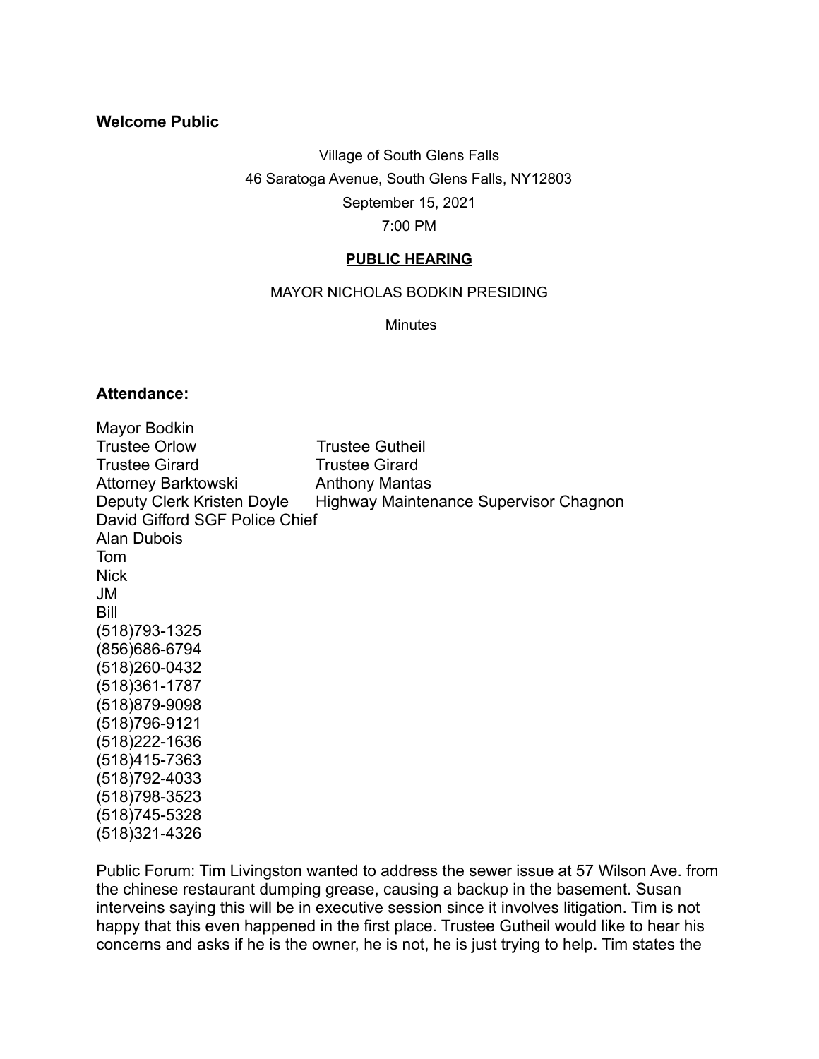**Welcome Public**

Village of South Glens Falls
46 Saratoga Avenue, South Glens Falls, NY12803
September 15, 2021
7:00 PM

**PUBLIC HEARING**

MAYOR NICHOLAS BODKIN PRESIDING

Minutes

**Attendance:**

Mayor Bodkin
Trustee Orlow Trustee Gutheil
Trustee Girard Trustee Girard
Attorney Barktowski Anthony Mantas
Deputy Clerk Kristen Doyle Highway Maintenance Supervisor Chagnon
David Gifford SGF Police Chief
Alan Dubois
Tom
Nick
JM
Bill
(518)793-1325
(856)686-6794
(518)260-0432
(518)361-1787
(518)879-9098
(518)796-9121
(518)222-1636
(518)415-7363
(518)792-4033
(518)798-3523
(518)745-5328
(518)321-4326

Public Forum: Tim Livingston wanted to address the sewer issue at 57 Wilson Ave. from the chinese restaurant dumping grease, causing a backup in the basement. Susan interveins saying this will be in executive session since it involves litigation. Tim is not happy that this even happened in the first place. Trustee Gutheil would like to hear his concerns and asks if he is the owner, he is not, he is just trying to help. Tim states the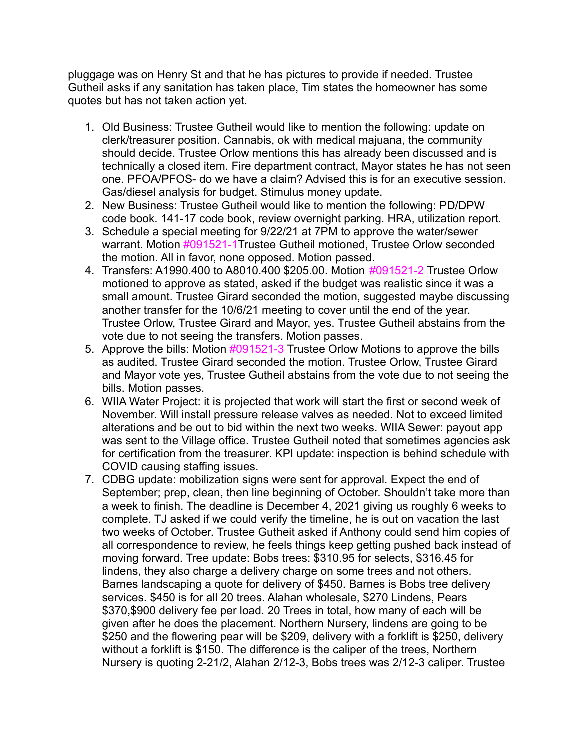pluggage was on Henry St and that he has pictures to provide if needed. Trustee Gutheil asks if any sanitation has taken place, Tim states the homeowner has some quotes but has not taken action yet.

1. Old Business: Trustee Gutheil would like to mention the following: update on clerk/treasurer position. Cannabis, ok with medical majuana, the community should decide. Trustee Orlow mentions this has already been discussed and is technically a closed item. Fire department contract, Mayor states he has not seen one. PFOA/PFOS- do we have a claim? Advised this is for an executive session. Gas/diesel analysis for budget. Stimulus money update.
2. New Business: Trustee Gutheil would like to mention the following: PD/DPW code book. 141-17 code book, review overnight parking. HRA, utilization report.
3. Schedule a special meeting for 9/22/21 at 7PM to approve the water/sewer warrant. Motion #091521-1Trustee Gutheil motioned, Trustee Orlow seconded the motion. All in favor, none opposed. Motion passed.
4. Transfers: A1990.400 to A8010.400 $205.00. Motion #091521-2 Trustee Orlow motioned to approve as stated, asked if the budget was realistic since it was a small amount. Trustee Girard seconded the motion, suggested maybe discussing another transfer for the 10/6/21 meeting to cover until the end of the year. Trustee Orlow, Trustee Girard and Mayor, yes. Trustee Gutheil abstains from the vote due to not seeing the transfers. Motion passes.
5. Approve the bills: Motion #091521-3 Trustee Orlow Motions to approve the bills as audited. Trustee Girard seconded the motion. Trustee Orlow, Trustee Girard and Mayor vote yes, Trustee Gutheil abstains from the vote due to not seeing the bills. Motion passes.
6. WIIA Water Project: it is projected that work will start the first or second week of November. Will install pressure release valves as needed. Not to exceed limited alterations and be out to bid within the next two weeks. WIIA Sewer: payout app was sent to the Village office. Trustee Gutheil noted that sometimes agencies ask for certification from the treasurer. KPI update: inspection is behind schedule with COVID causing staffing issues.
7. CDBG update: mobilization signs were sent for approval. Expect the end of September; prep, clean, then line beginning of October. Shouldn't take more than a week to finish. The deadline is December 4, 2021 giving us roughly 6 weeks to complete. TJ asked if we could verify the timeline, he is out on vacation the last two weeks of October. Trustee Gutheit asked if Anthony could send him copies of all correspondence to review, he feels things keep getting pushed back instead of moving forward. Tree update: Bobs trees: $310.95 for selects, $316.45 for lindens, they also charge a delivery charge on some trees and not others. Barnes landscaping a quote for delivery of $450. Barnes is Bobs tree delivery services. $450 is for all 20 trees. Alahan wholesale, $270 Lindens, Pears $370,$900 delivery fee per load. 20 Trees in total, how many of each will be given after he does the placement. Northern Nursery, lindens are going to be $250 and the flowering pear will be $209, delivery with a forklift is $250, delivery without a forklift is $150. The difference is the caliper of the trees, Northern Nursery is quoting 2-21/2, Alahan 2/12-3, Bobs trees was 2/12-3 caliper. Trustee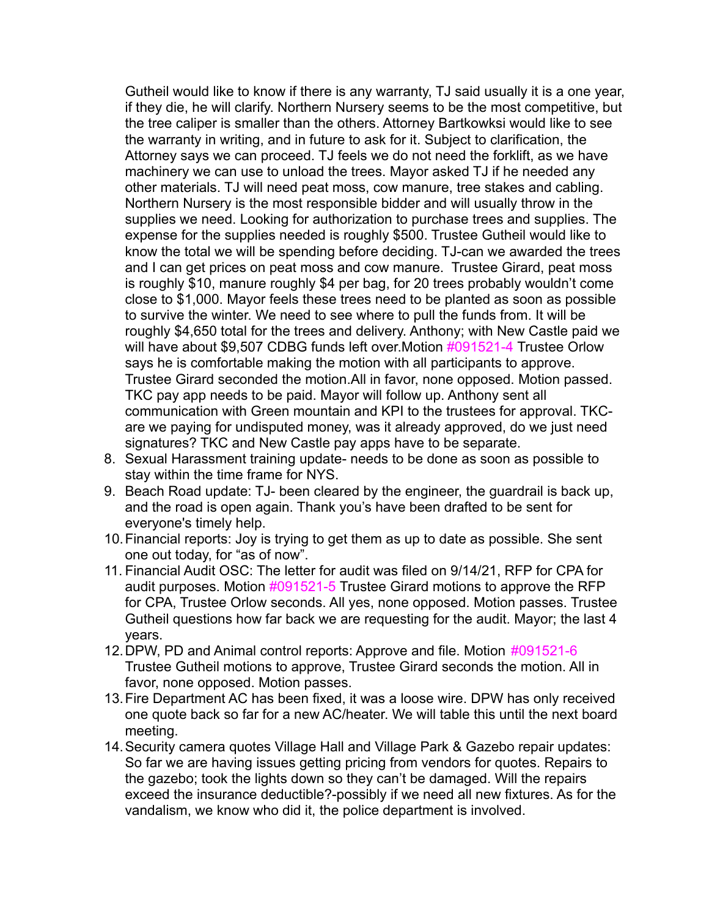Gutheil would like to know if there is any warranty, TJ said usually it is a one year, if they die, he will clarify. Northern Nursery seems to be the most competitive, but the tree caliper is smaller than the others. Attorney Bartkowksi would like to see the warranty in writing, and in future to ask for it. Subject to clarification, the Attorney says we can proceed. TJ feels we do not need the forklift, as we have machinery we can use to unload the trees. Mayor asked TJ if he needed any other materials. TJ will need peat moss, cow manure, tree stakes and cabling. Northern Nursery is the most responsible bidder and will usually throw in the supplies we need. Looking for authorization to purchase trees and supplies. The expense for the supplies needed is roughly $500. Trustee Gutheil would like to know the total we will be spending before deciding. TJ-can we awarded the trees and I can get prices on peat moss and cow manure. Trustee Girard, peat moss is roughly $10, manure roughly $4 per bag, for 20 trees probably wouldn't come close to $1,000. Mayor feels these trees need to be planted as soon as possible to survive the winter. We need to see where to pull the funds from. It will be roughly $4,650 total for the trees and delivery. Anthony; with New Castle paid we will have about $9,507 CDBG funds left over.Motion #091521-4 Trustee Orlow says he is comfortable making the motion with all participants to approve. Trustee Girard seconded the motion.All in favor, none opposed. Motion passed. TKC pay app needs to be paid. Mayor will follow up. Anthony sent all communication with Green mountain and KPI to the trustees for approval. TKC- are we paying for undisputed money, was it already approved, do we just need signatures? TKC and New Castle pay apps have to be separate.

8. Sexual Harassment training update- needs to be done as soon as possible to stay within the time frame for NYS.
9. Beach Road update: TJ- been cleared by the engineer, the guardrail is back up, and the road is open again. Thank you's have been drafted to be sent for everyone's timely help.
10. Financial reports: Joy is trying to get them as up to date as possible. She sent one out today, for "as of now".
11. Financial Audit OSC: The letter for audit was filed on 9/14/21, RFP for CPA for audit purposes. Motion #091521-5 Trustee Girard motions to approve the RFP for CPA, Trustee Orlow seconds. All yes, none opposed. Motion passes. Trustee Gutheil questions how far back we are requesting for the audit. Mayor; the last 4 years.
12. DPW, PD and Animal control reports: Approve and file. Motion #091521-6 Trustee Gutheil motions to approve, Trustee Girard seconds the motion. All in favor, none opposed. Motion passes.
13. Fire Department AC has been fixed, it was a loose wire. DPW has only received one quote back so far for a new AC/heater. We will table this until the next board meeting.
14. Security camera quotes Village Hall and Village Park & Gazebo repair updates: So far we are having issues getting pricing from vendors for quotes. Repairs to the gazebo; took the lights down so they can't be damaged. Will the repairs exceed the insurance deductible?-possibly if we need all new fixtures. As for the vandalism, we know who did it, the police department is involved.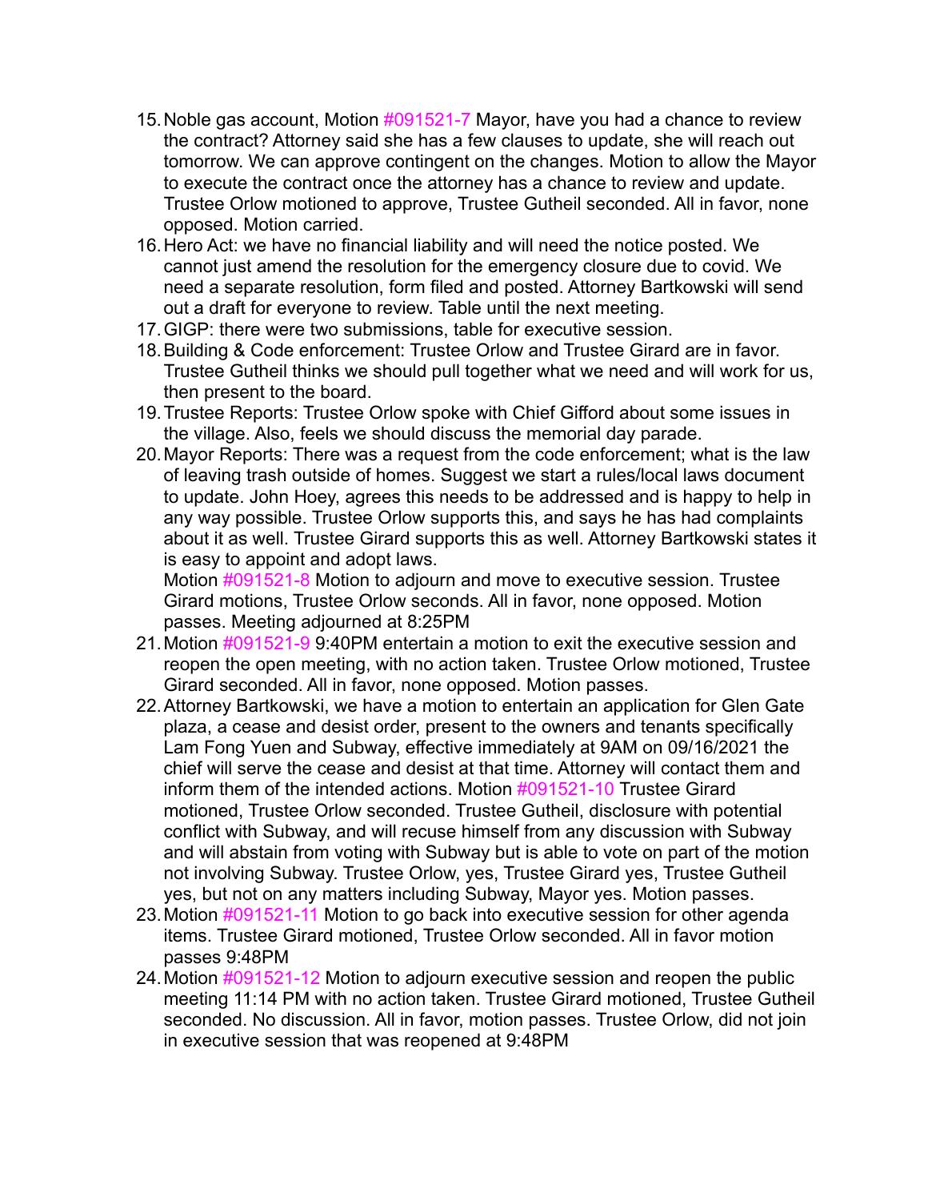15. Noble gas account, Motion #091521-7 Mayor, have you had a chance to review the contract? Attorney said she has a few clauses to update, she will reach out tomorrow. We can approve contingent on the changes. Motion to allow the Mayor to execute the contract once the attorney has a chance to review and update. Trustee Orlow motioned to approve, Trustee Gutheil seconded. All in favor, none opposed. Motion carried.
16. Hero Act: we have no financial liability and will need the notice posted. We cannot just amend the resolution for the emergency closure due to covid. We need a separate resolution, form filed and posted. Attorney Bartkowski will send out a draft for everyone to review. Table until the next meeting.
17. GIGP: there were two submissions, table for executive session.
18. Building & Code enforcement: Trustee Orlow and Trustee Girard are in favor. Trustee Gutheil thinks we should pull together what we need and will work for us, then present to the board.
19. Trustee Reports: Trustee Orlow spoke with Chief Gifford about some issues in the village. Also, feels we should discuss the memorial day parade.
20. Mayor Reports: There was a request from the code enforcement; what is the law of leaving trash outside of homes. Suggest we start a rules/local laws document to update. John Hoey, agrees this needs to be addressed and is happy to help in any way possible. Trustee Orlow supports this, and says he has had complaints about it as well. Trustee Girard supports this as well. Attorney Bartkowski states it is easy to appoint and adopt laws.
    Motion #091521-8 Motion to adjourn and move to executive session. Trustee Girard motions, Trustee Orlow seconds. All in favor, none opposed. Motion passes. Meeting adjourned at 8:25PM
21. Motion #091521-9 9:40PM entertain a motion to exit the executive session and reopen the open meeting, with no action taken. Trustee Orlow motioned, Trustee Girard seconded. All in favor, none opposed. Motion passes.
22. Attorney Bartkowski, we have a motion to entertain an application for Glen Gate plaza, a cease and desist order, present to the owners and tenants specifically Lam Fong Yuen and Subway, effective immediately at 9AM on 09/16/2021 the chief will serve the cease and desist at that time. Attorney will contact them and inform them of the intended actions. Motion #091521-10 Trustee Girard motioned, Trustee Orlow seconded. Trustee Gutheil, disclosure with potential conflict with Subway, and will recuse himself from any discussion with Subway and will abstain from voting with Subway but is able to vote on part of the motion not involving Subway. Trustee Orlow, yes, Trustee Girard yes, Trustee Gutheil yes, but not on any matters including Subway, Mayor yes. Motion passes.
23. Motion #091521-11 Motion to go back into executive session for other agenda items. Trustee Girard motioned, Trustee Orlow seconded. All in favor motion passes 9:48PM
24. Motion #091521-12 Motion to adjourn executive session and reopen the public meeting 11:14 PM with no action taken. Trustee Girard motioned, Trustee Gutheil seconded. No discussion. All in favor, motion passes. Trustee Orlow, did not join in executive session that was reopened at 9:48PM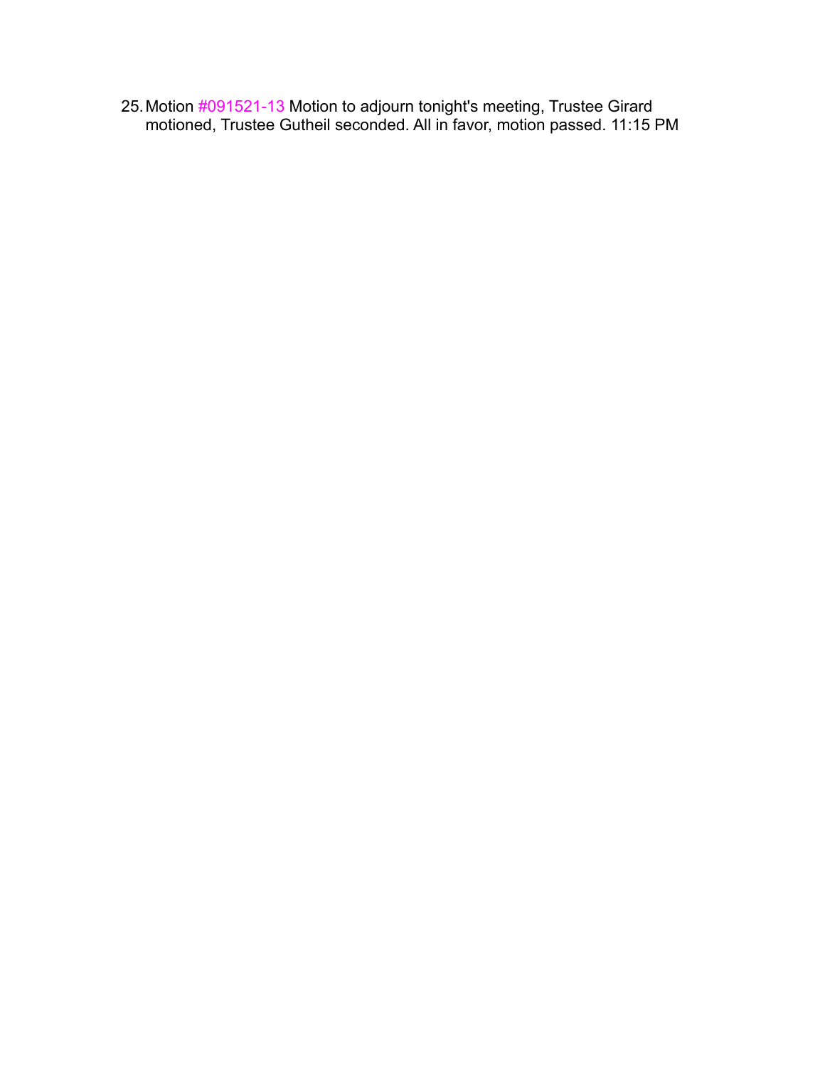25. Motion #091521-13 Motion to adjourn tonight's meeting, Trustee Girard motioned, Trustee Gutheil seconded. All in favor, motion passed. 11:15 PM